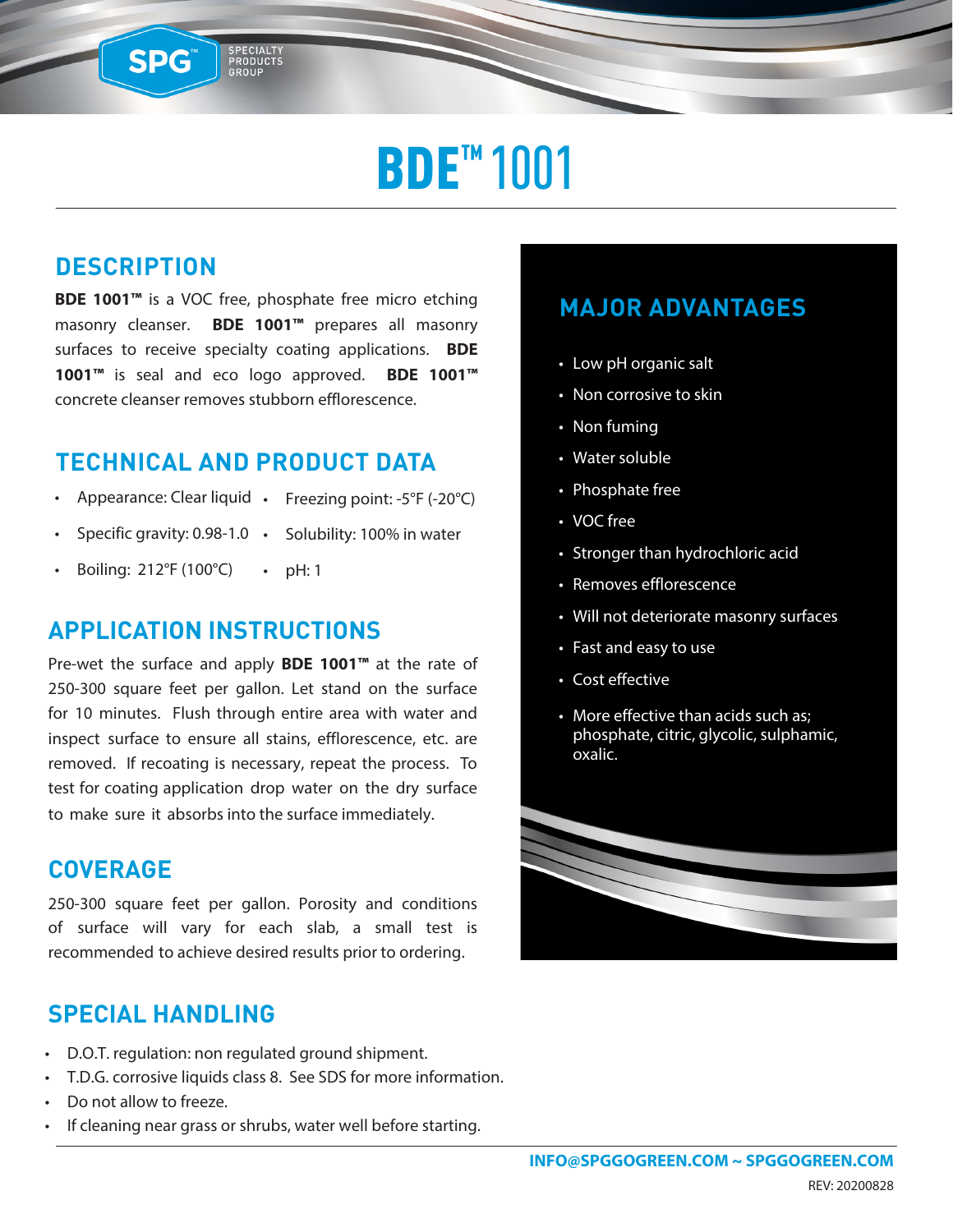# BDE™ 1001

## DESCRIPTION

**BDE 1001™** is a VOC free, phosphate free micro etching masonry cleanser. **BDE 1001™** prepares all masonry surfaces to receive specialty coating applications. **BDE 1001™** is seal and eco logo approved. **BDE 1001™** concrete cleanser removes stubborn efflorescence.

## TECHNICAL AND PRODUCT DATA

- Appearance: Clear liquid
- Specific gravity: 0.98-1.0
- Boiling: 212°F (100°C)
- Freezing point: -5°F (-20°C)
- Solubility: 100% in water
- pH: 1

## APPLICATION INSTRUCTIONS

Pre-wet the surface and apply **BDE 1001™** at the rate of 250-300 square feet per gallon. Let stand on the surface for 10 minutes. Flush through entire area with water and inspect surface to ensure all stains, efflorescence, etc. are removed. If recoating is necessary, repeat the process. To test for coating application drop water on the dry surface to make sure it absorbs into the surface immediately.

## COVERAGE

250-300 square feet per gallon. Porosity and conditions of surface will vary for each slab, a small test is recommended to achieve desired results prior to ordering.

## SPECIAL HANDLING

- D.O.T. regulation: non regulated ground shipment.
- T.D.G. corrosive liquids class 8. See SDS for more information.
- Do not allow to freeze.
- If cleaning near grass or shrubs, water well before starting.

## MAJOR ADVANTAGES

- Low pH organic salt
- Non corrosive to skin
- Non fuming
- Water soluble
- Phosphate free
- VOC free
- Stronger than hydrochloric acid
- Removes efflorescence
- Will not deteriorate masonry surfaces
- Fast and easy to use
- Cost effective
- More effective than acids such as; phosphate, citric, glycolic, sulphamic, oxalic.

**INFO@SPGGOGREEN.COM ~ SPGGOGREEN.COM**

REV: 20200828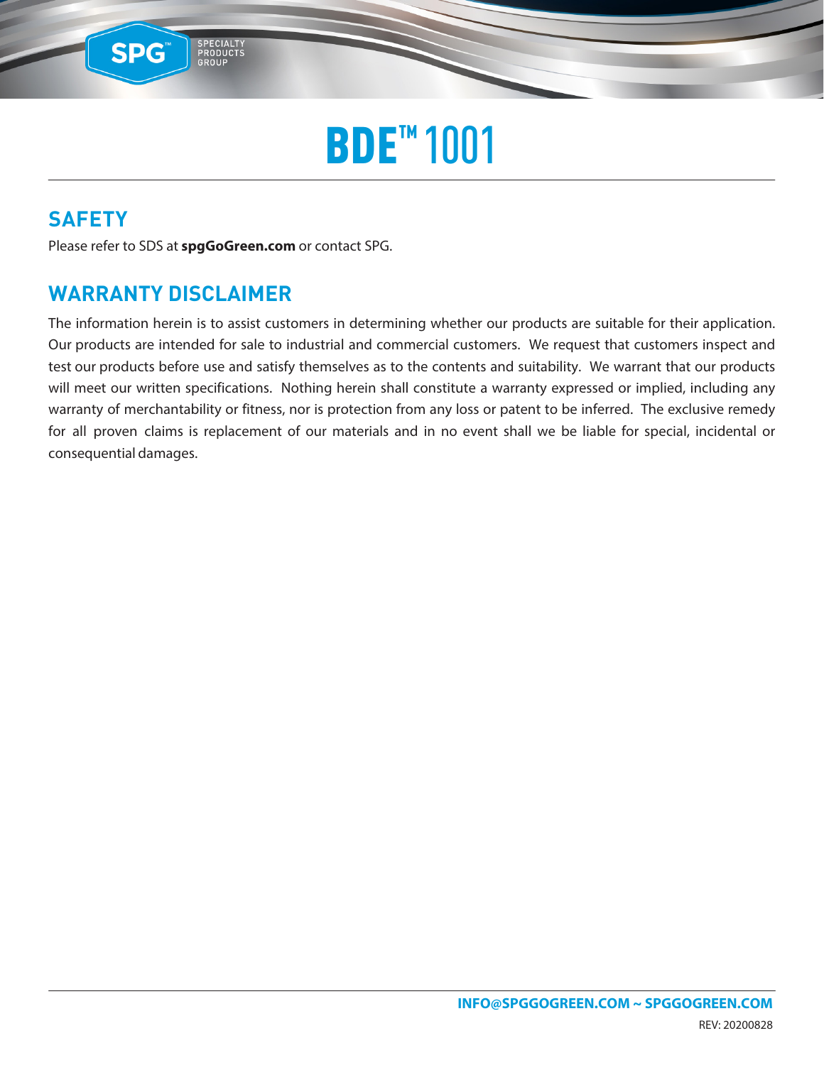# BDE™ 1001

## SAFETY

Please refer to SDS at **spgGoGreen.com** or contact SPG.

## WARRANTY DISCLAIMER

The information herein is to assist customers in determining whether our products are suitable for their application. Our products are intended for sale to industrial and commercial customers. We request that customers inspect and test our products before use and satisfy themselves as to the contents and suitability. We warrant that our products will meet our written specifications. Nothing herein shall constitute a warranty expressed or implied, including any warranty of merchantability or fitness, nor is protection from any loss or patent to be inferred. The exclusive remedy for all proven claims is replacement of our materials and in no event shall we be liable for special, incidental or consequential damages.

**INFO@SPGGOGREEN.COM ~ SPGGOGREEN.COM**

REV: 20200828